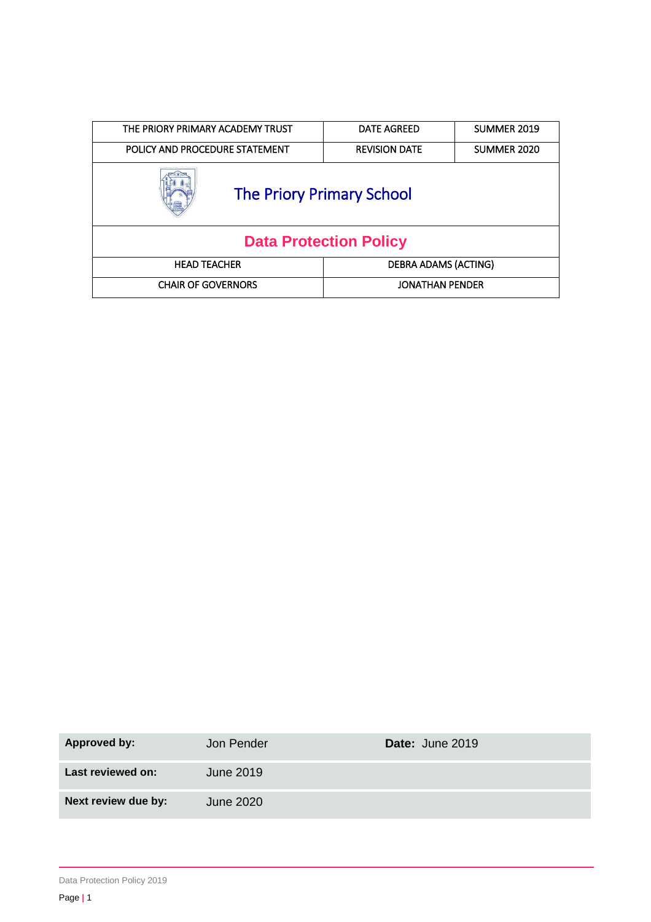| THE PRIORY PRIMARY ACADEMY TRUST | DATE AGREED | SUMMER 2019 |
| --- | --- | --- |
| POLICY AND PROCEDURE STATEMENT | REVISION DATE | SUMMER 2020 |

# The Priory Primary School

# Data Protection Policy

| HEAD TEACHER | DEBRA ADAMS (ACTING) |
| --- | --- |
| CHAIR OF GOVERNORS | JONATHAN PENDER |

| **Approved by:** | Jon Pender | **Date:** June 2019 |
| --- | --- | --- |
| **Last reviewed on:** | June 2019 | |
| **Next review due by:** | June 2020 | |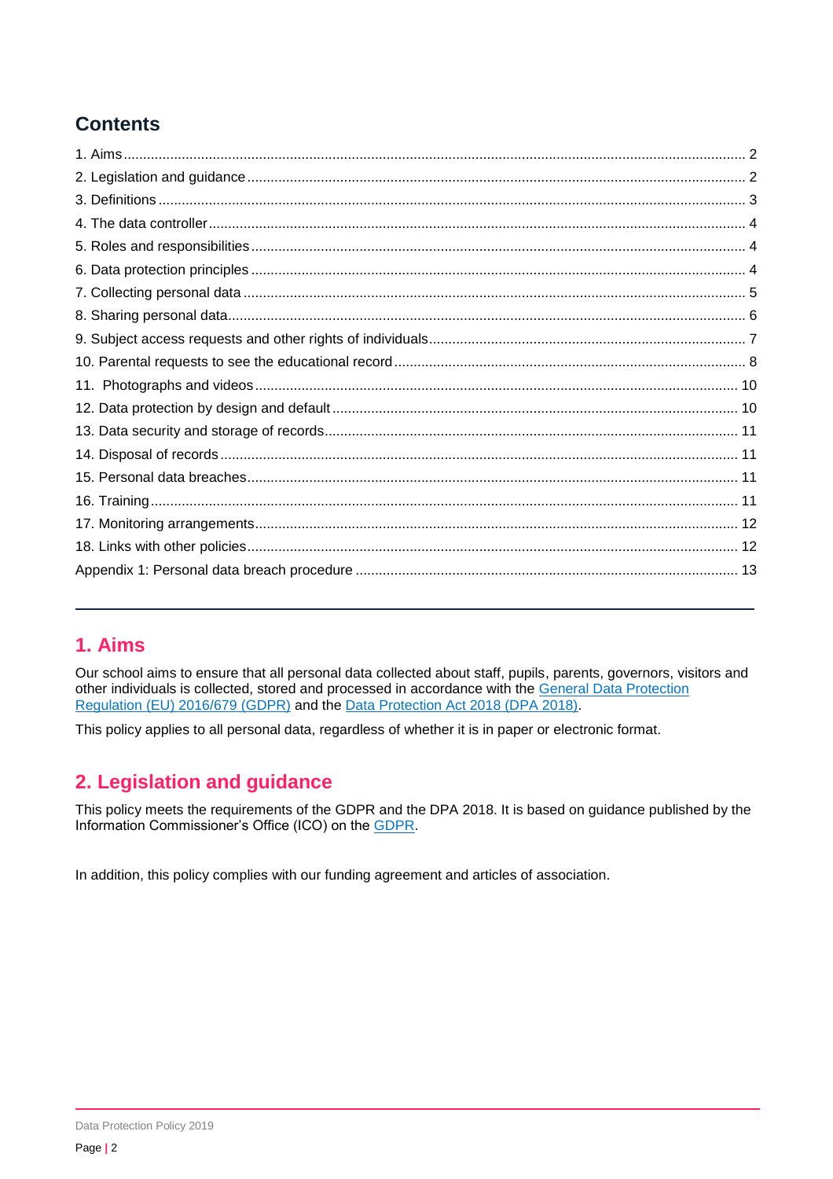## Contents

1. Aims ..... 2
2. Legislation and guidance ..... 2
3. Definitions ..... 3
4. The data controller ..... 4
5. Roles and responsibilities ..... 4
6. Data protection principles ..... 4
7. Collecting personal data ..... 5
8. Sharing personal data ..... 6
9. Subject access requests and other rights of individuals ..... 7
10. Parental requests to see the educational record ..... 8
11. Photographs and videos ..... 10
12. Data protection by design and default ..... 10
13. Data security and storage of records ..... 11
14. Disposal of records ..... 11
15. Personal data breaches ..... 11
16. Training ..... 11
17. Monitoring arrangements ..... 12
18. Links with other policies ..... 12

Appendix 1: Personal data breach procedure ..... 13

---

## 1. Aims

Our school aims to ensure that all personal data collected about staff, pupils, parents, governors, visitors and other individuals is collected, stored and processed in accordance with the General Data Protection Regulation (EU) 2016/679 (GDPR) and the Data Protection Act 2018 (DPA 2018).

This policy applies to all personal data, regardless of whether it is in paper or electronic format.

## 2. Legislation and guidance

This policy meets the requirements of the GDPR and the DPA 2018. It is based on guidance published by the Information Commissioner's Office (ICO) on the GDPR.

In addition, this policy complies with our funding agreement and articles of association.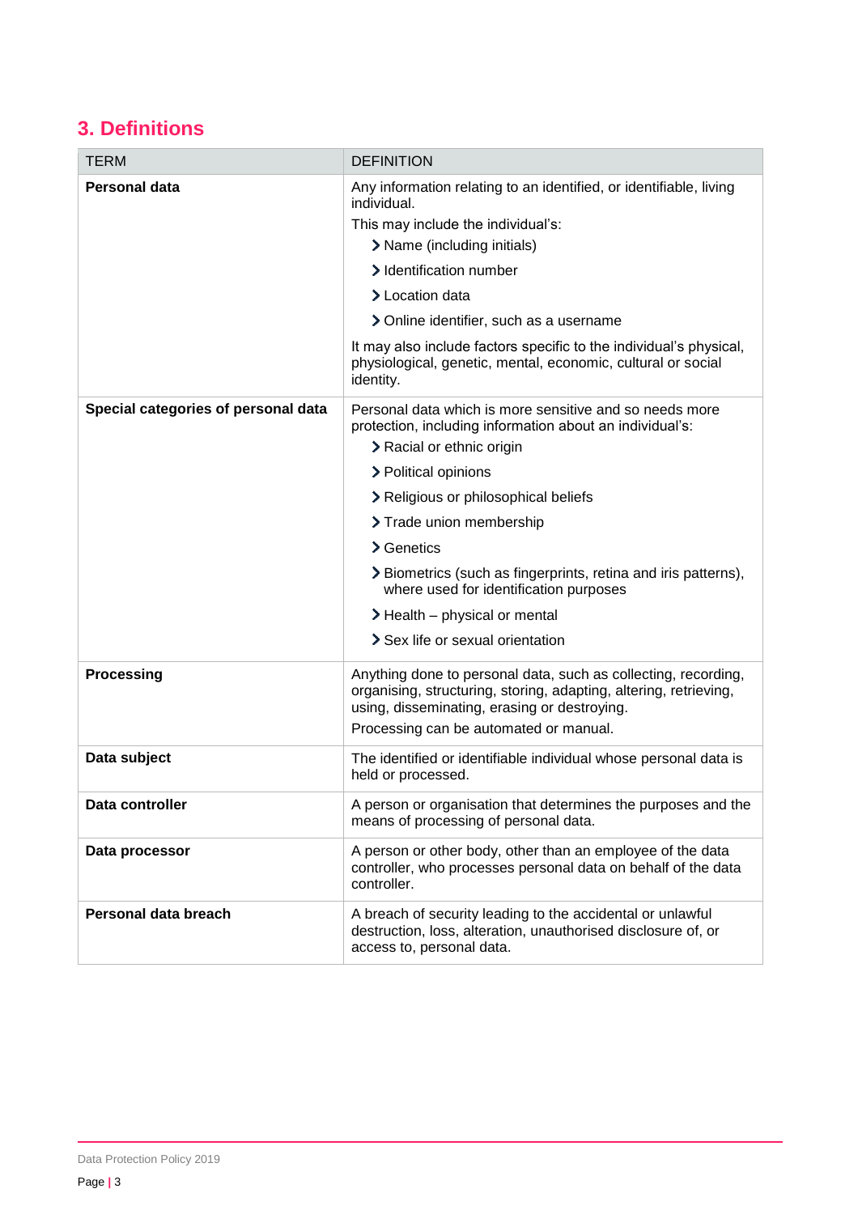## 3. Definitions

| TERM | DEFINITION |
|---|---|
| **Personal data** | Any information relating to an identified, or identifiable, living individual.<br>This may include the individual's:<br>› Name (including initials)<br>› Identification number<br>› Location data<br>› Online identifier, such as a username<br>It may also include factors specific to the individual's physical, physiological, genetic, mental, economic, cultural or social identity. |
| **Special categories of personal data** | Personal data which is more sensitive and so needs more protection, including information about an individual's:<br>› Racial or ethnic origin<br>› Political opinions<br>› Religious or philosophical beliefs<br>› Trade union membership<br>› Genetics<br>› Biometrics (such as fingerprints, retina and iris patterns), where used for identification purposes<br>› Health – physical or mental<br>› Sex life or sexual orientation |
| **Processing** | Anything done to personal data, such as collecting, recording, organising, structuring, storing, adapting, altering, retrieving, using, disseminating, erasing or destroying.<br>Processing can be automated or manual. |
| **Data subject** | The identified or identifiable individual whose personal data is held or processed. |
| **Data controller** | A person or organisation that determines the purposes and the means of processing of personal data. |
| **Data processor** | A person or other body, other than an employee of the data controller, who processes personal data on behalf of the data controller. |
| **Personal data breach** | A breach of security leading to the accidental or unlawful destruction, loss, alteration, unauthorised disclosure of, or access to, personal data. |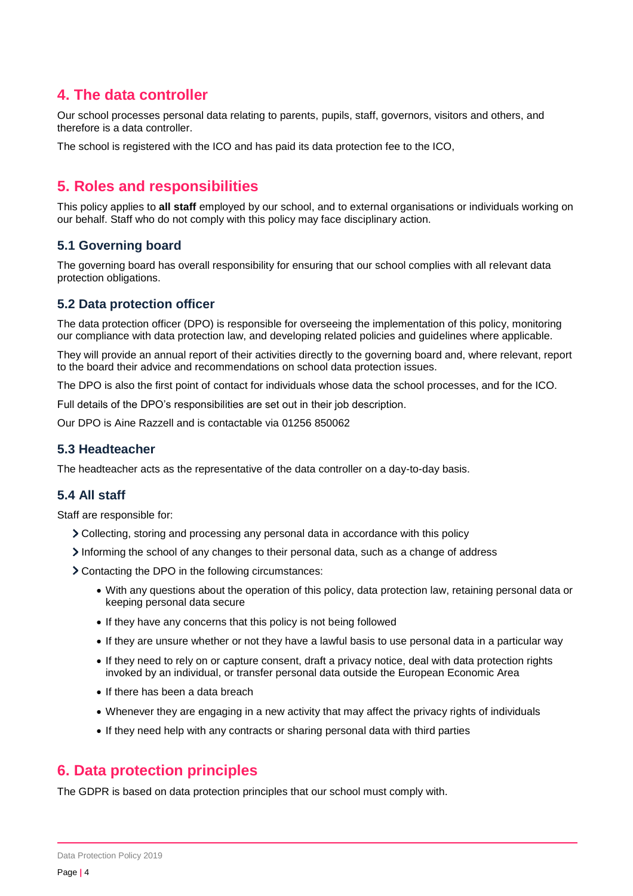## 4. The data controller

Our school processes personal data relating to parents, pupils, staff, governors, visitors and others, and therefore is a data controller.

The school is registered with the ICO and has paid its data protection fee to the ICO,

## 5. Roles and responsibilities

This policy applies to **all staff** employed by our school, and to external organisations or individuals working on our behalf. Staff who do not comply with this policy may face disciplinary action.

### 5.1 Governing board

The governing board has overall responsibility for ensuring that our school complies with all relevant data protection obligations.

### 5.2 Data protection officer

The data protection officer (DPO) is responsible for overseeing the implementation of this policy, monitoring our compliance with data protection law, and developing related policies and guidelines where applicable.

They will provide an annual report of their activities directly to the governing board and, where relevant, report to the board their advice and recommendations on school data protection issues.

The DPO is also the first point of contact for individuals whose data the school processes, and for the ICO.

Full details of the DPO's responsibilities are set out in their job description.

Our DPO is Aine Razzell and is contactable via 01256 850062

### 5.3 Headteacher

The headteacher acts as the representative of the data controller on a day-to-day basis.

### 5.4 All staff

Staff are responsible for:

- Collecting, storing and processing any personal data in accordance with this policy
- Informing the school of any changes to their personal data, such as a change of address
- Contacting the DPO in the following circumstances:
  - With any questions about the operation of this policy, data protection law, retaining personal data or keeping personal data secure
  - If they have any concerns that this policy is not being followed
  - If they are unsure whether or not they have a lawful basis to use personal data in a particular way
  - If they need to rely on or capture consent, draft a privacy notice, deal with data protection rights invoked by an individual, or transfer personal data outside the European Economic Area
  - If there has been a data breach
  - Whenever they are engaging in a new activity that may affect the privacy rights of individuals
  - If they need help with any contracts or sharing personal data with third parties

## 6. Data protection principles

The GDPR is based on data protection principles that our school must comply with.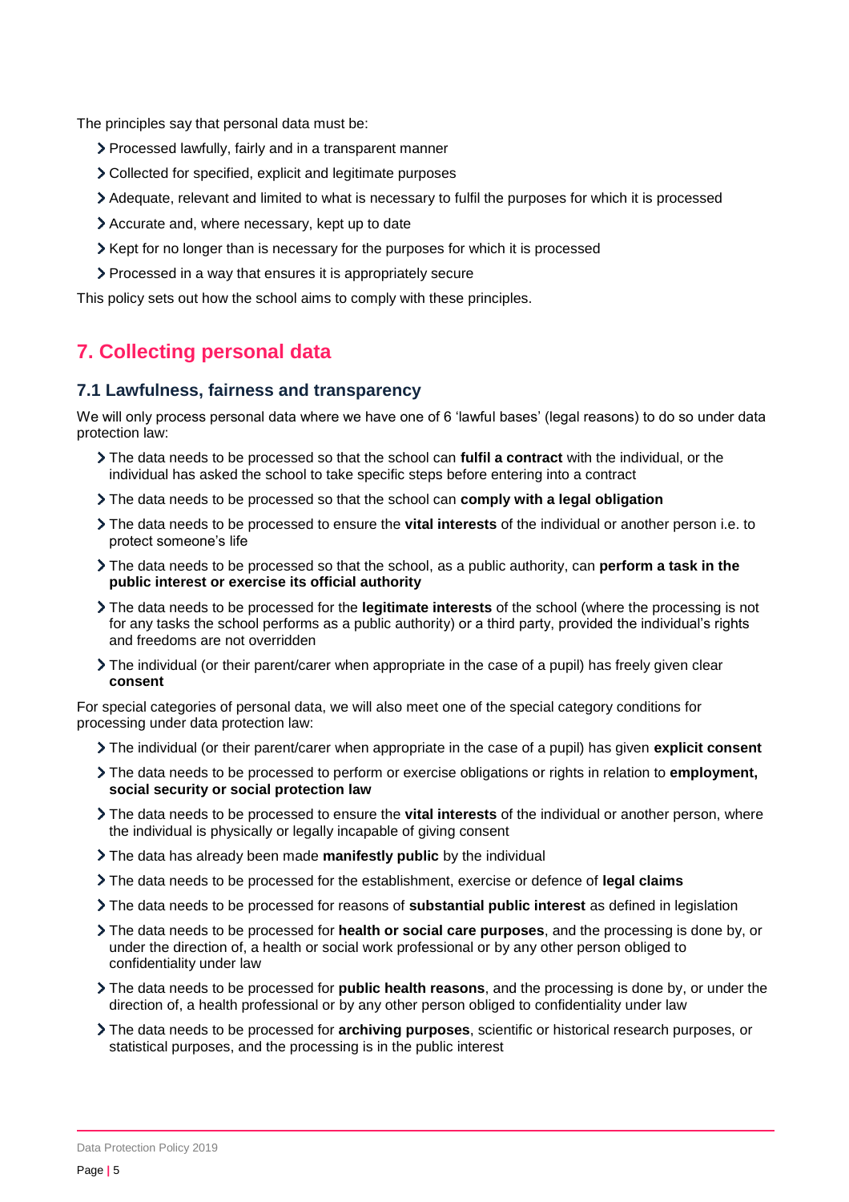The principles say that personal data must be:

- Processed lawfully, fairly and in a transparent manner
- Collected for specified, explicit and legitimate purposes
- Adequate, relevant and limited to what is necessary to fulfil the purposes for which it is processed
- Accurate and, where necessary, kept up to date
- Kept for no longer than is necessary for the purposes for which it is processed
- Processed in a way that ensures it is appropriately secure

This policy sets out how the school aims to comply with these principles.

## 7. Collecting personal data

### 7.1 Lawfulness, fairness and transparency

We will only process personal data where we have one of 6 'lawful bases' (legal reasons) to do so under data protection law:

- The data needs to be processed so that the school can **fulfil a contract** with the individual, or the individual has asked the school to take specific steps before entering into a contract
- The data needs to be processed so that the school can **comply with a legal obligation**
- The data needs to be processed to ensure the **vital interests** of the individual or another person i.e. to protect someone's life
- The data needs to be processed so that the school, as a public authority, can **perform a task in the public interest or exercise its official authority**
- The data needs to be processed for the **legitimate interests** of the school (where the processing is not for any tasks the school performs as a public authority) or a third party, provided the individual's rights and freedoms are not overridden
- The individual (or their parent/carer when appropriate in the case of a pupil) has freely given clear **consent**

For special categories of personal data, we will also meet one of the special category conditions for processing under data protection law:

- The individual (or their parent/carer when appropriate in the case of a pupil) has given **explicit consent**
- The data needs to be processed to perform or exercise obligations or rights in relation to **employment, social security or social protection law**
- The data needs to be processed to ensure the **vital interests** of the individual or another person, where the individual is physically or legally incapable of giving consent
- The data has already been made **manifestly public** by the individual
- The data needs to be processed for the establishment, exercise or defence of **legal claims**
- The data needs to be processed for reasons of **substantial public interest** as defined in legislation
- The data needs to be processed for **health or social care purposes**, and the processing is done by, or under the direction of, a health or social work professional or by any other person obliged to confidentiality under law
- The data needs to be processed for **public health reasons**, and the processing is done by, or under the direction of, a health professional or by any other person obliged to confidentiality under law
- The data needs to be processed for **archiving purposes**, scientific or historical research purposes, or statistical purposes, and the processing is in the public interest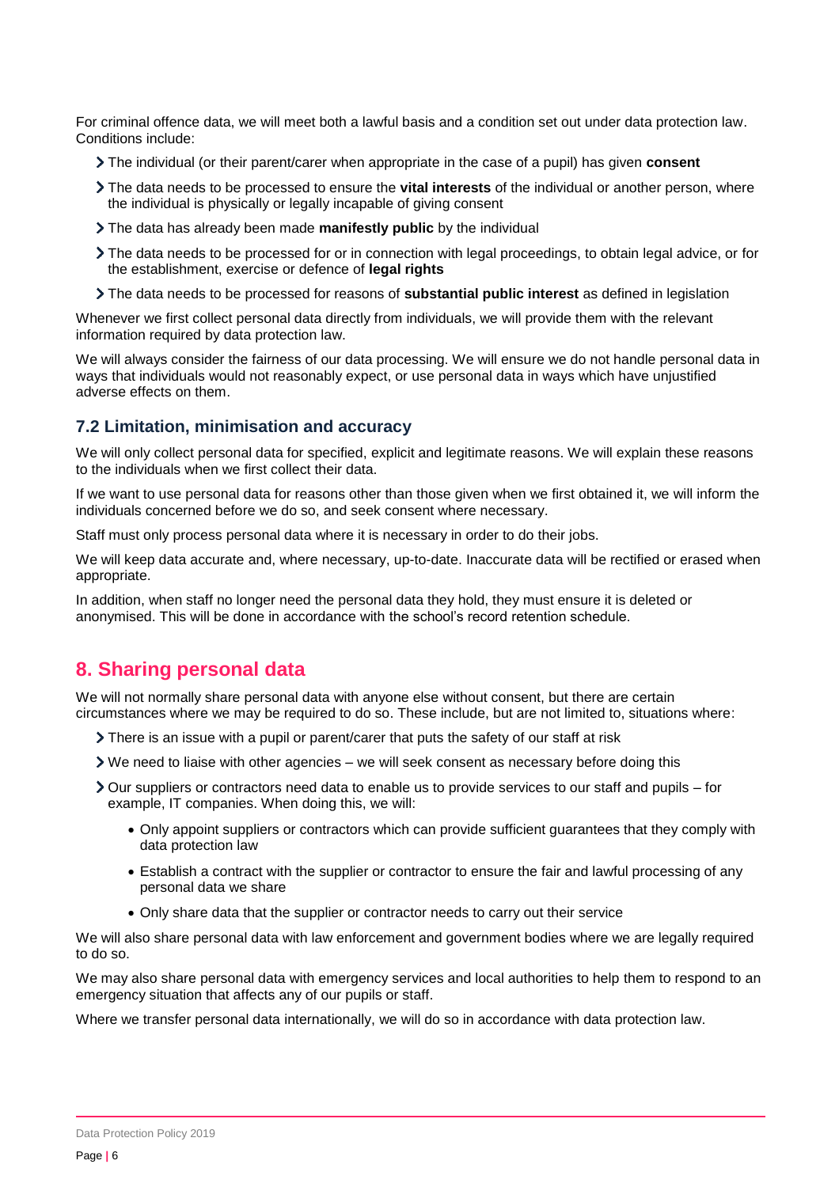For criminal offence data, we will meet both a lawful basis and a condition set out under data protection law. Conditions include:

- The individual (or their parent/carer when appropriate in the case of a pupil) has given **consent**
- The data needs to be processed to ensure the **vital interests** of the individual or another person, where the individual is physically or legally incapable of giving consent
- The data has already been made **manifestly public** by the individual
- The data needs to be processed for or in connection with legal proceedings, to obtain legal advice, or for the establishment, exercise or defence of **legal rights**
- The data needs to be processed for reasons of **substantial public interest** as defined in legislation

Whenever we first collect personal data directly from individuals, we will provide them with the relevant information required by data protection law.

We will always consider the fairness of our data processing. We will ensure we do not handle personal data in ways that individuals would not reasonably expect, or use personal data in ways which have unjustified adverse effects on them.

### 7.2 Limitation, minimisation and accuracy

We will only collect personal data for specified, explicit and legitimate reasons. We will explain these reasons to the individuals when we first collect their data.

If we want to use personal data for reasons other than those given when we first obtained it, we will inform the individuals concerned before we do so, and seek consent where necessary.

Staff must only process personal data where it is necessary in order to do their jobs.

We will keep data accurate and, where necessary, up-to-date. Inaccurate data will be rectified or erased when appropriate.

In addition, when staff no longer need the personal data they hold, they must ensure it is deleted or anonymised. This will be done in accordance with the school's record retention schedule.

## 8. Sharing personal data

We will not normally share personal data with anyone else without consent, but there are certain circumstances where we may be required to do so. These include, but are not limited to, situations where:

- There is an issue with a pupil or parent/carer that puts the safety of our staff at risk
- We need to liaise with other agencies – we will seek consent as necessary before doing this
- Our suppliers or contractors need data to enable us to provide services to our staff and pupils – for example, IT companies. When doing this, we will:
    - Only appoint suppliers or contractors which can provide sufficient guarantees that they comply with data protection law
    - Establish a contract with the supplier or contractor to ensure the fair and lawful processing of any personal data we share
    - Only share data that the supplier or contractor needs to carry out their service

We will also share personal data with law enforcement and government bodies where we are legally required to do so.

We may also share personal data with emergency services and local authorities to help them to respond to an emergency situation that affects any of our pupils or staff.

Where we transfer personal data internationally, we will do so in accordance with data protection law.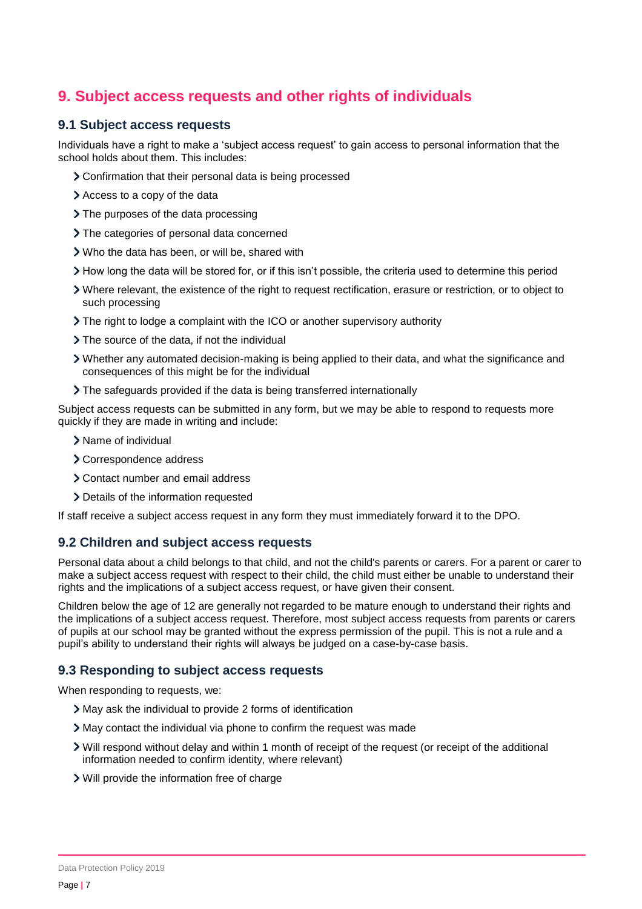## 9. Subject access requests and other rights of individuals

### 9.1 Subject access requests

Individuals have a right to make a 'subject access request' to gain access to personal information that the school holds about them. This includes:

- Confirmation that their personal data is being processed
- Access to a copy of the data
- The purposes of the data processing
- The categories of personal data concerned
- Who the data has been, or will be, shared with
- How long the data will be stored for, or if this isn't possible, the criteria used to determine this period
- Where relevant, the existence of the right to request rectification, erasure or restriction, or to object to such processing
- The right to lodge a complaint with the ICO or another supervisory authority
- The source of the data, if not the individual
- Whether any automated decision-making is being applied to their data, and what the significance and consequences of this might be for the individual
- The safeguards provided if the data is being transferred internationally

Subject access requests can be submitted in any form, but we may be able to respond to requests more quickly if they are made in writing and include:

- Name of individual
- Correspondence address
- Contact number and email address
- Details of the information requested

If staff receive a subject access request in any form they must immediately forward it to the DPO.

### 9.2 Children and subject access requests

Personal data about a child belongs to that child, and not the child's parents or carers. For a parent or carer to make a subject access request with respect to their child, the child must either be unable to understand their rights and the implications of a subject access request, or have given their consent.

Children below the age of 12 are generally not regarded to be mature enough to understand their rights and the implications of a subject access request. Therefore, most subject access requests from parents or carers of pupils at our school may be granted without the express permission of the pupil. This is not a rule and a pupil's ability to understand their rights will always be judged on a case-by-case basis.

### 9.3 Responding to subject access requests

When responding to requests, we:

- May ask the individual to provide 2 forms of identification
- May contact the individual via phone to confirm the request was made
- Will respond without delay and within 1 month of receipt of the request (or receipt of the additional information needed to confirm identity, where relevant)
- Will provide the information free of charge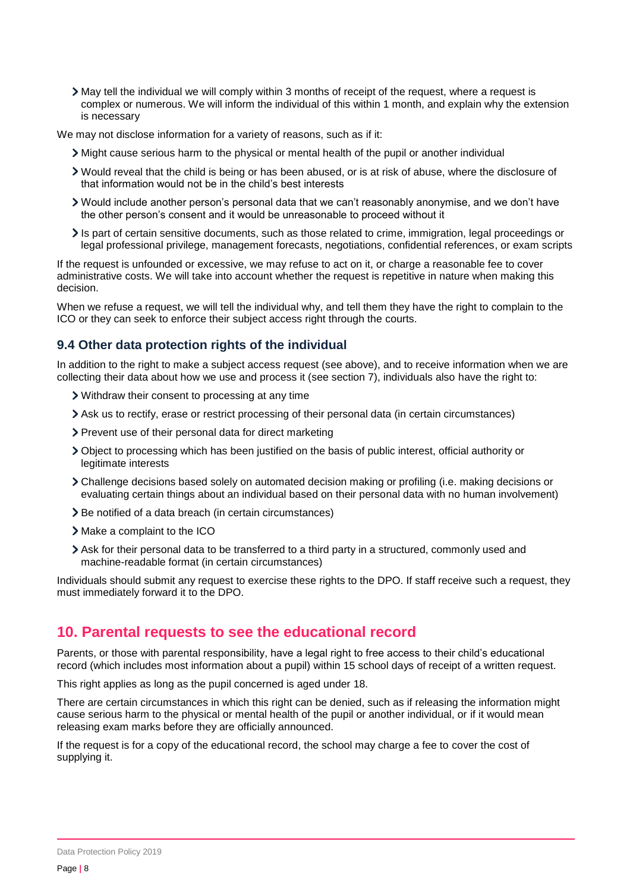- May tell the individual we will comply within 3 months of receipt of the request, where a request is complex or numerous. We will inform the individual of this within 1 month, and explain why the extension is necessary

We may not disclose information for a variety of reasons, such as if it:

- Might cause serious harm to the physical or mental health of the pupil or another individual
- Would reveal that the child is being or has been abused, or is at risk of abuse, where the disclosure of that information would not be in the child's best interests
- Would include another person's personal data that we can't reasonably anonymise, and we don't have the other person's consent and it would be unreasonable to proceed without it
- Is part of certain sensitive documents, such as those related to crime, immigration, legal proceedings or legal professional privilege, management forecasts, negotiations, confidential references, or exam scripts

If the request is unfounded or excessive, we may refuse to act on it, or charge a reasonable fee to cover administrative costs. We will take into account whether the request is repetitive in nature when making this decision.

When we refuse a request, we will tell the individual why, and tell them they have the right to complain to the ICO or they can seek to enforce their subject access right through the courts.

### 9.4 Other data protection rights of the individual

In addition to the right to make a subject access request (see above), and to receive information when we are collecting their data about how we use and process it (see section 7), individuals also have the right to:

- Withdraw their consent to processing at any time
- Ask us to rectify, erase or restrict processing of their personal data (in certain circumstances)
- Prevent use of their personal data for direct marketing
- Object to processing which has been justified on the basis of public interest, official authority or legitimate interests
- Challenge decisions based solely on automated decision making or profiling (i.e. making decisions or evaluating certain things about an individual based on their personal data with no human involvement)
- Be notified of a data breach (in certain circumstances)
- Make a complaint to the ICO
- Ask for their personal data to be transferred to a third party in a structured, commonly used and machine-readable format (in certain circumstances)

Individuals should submit any request to exercise these rights to the DPO. If staff receive such a request, they must immediately forward it to the DPO.

## 10. Parental requests to see the educational record

Parents, or those with parental responsibility, have a legal right to free access to their child's educational record (which includes most information about a pupil) within 15 school days of receipt of a written request.

This right applies as long as the pupil concerned is aged under 18.

There are certain circumstances in which this right can be denied, such as if releasing the information might cause serious harm to the physical or mental health of the pupil or another individual, or if it would mean releasing exam marks before they are officially announced.

If the request is for a copy of the educational record, the school may charge a fee to cover the cost of supplying it.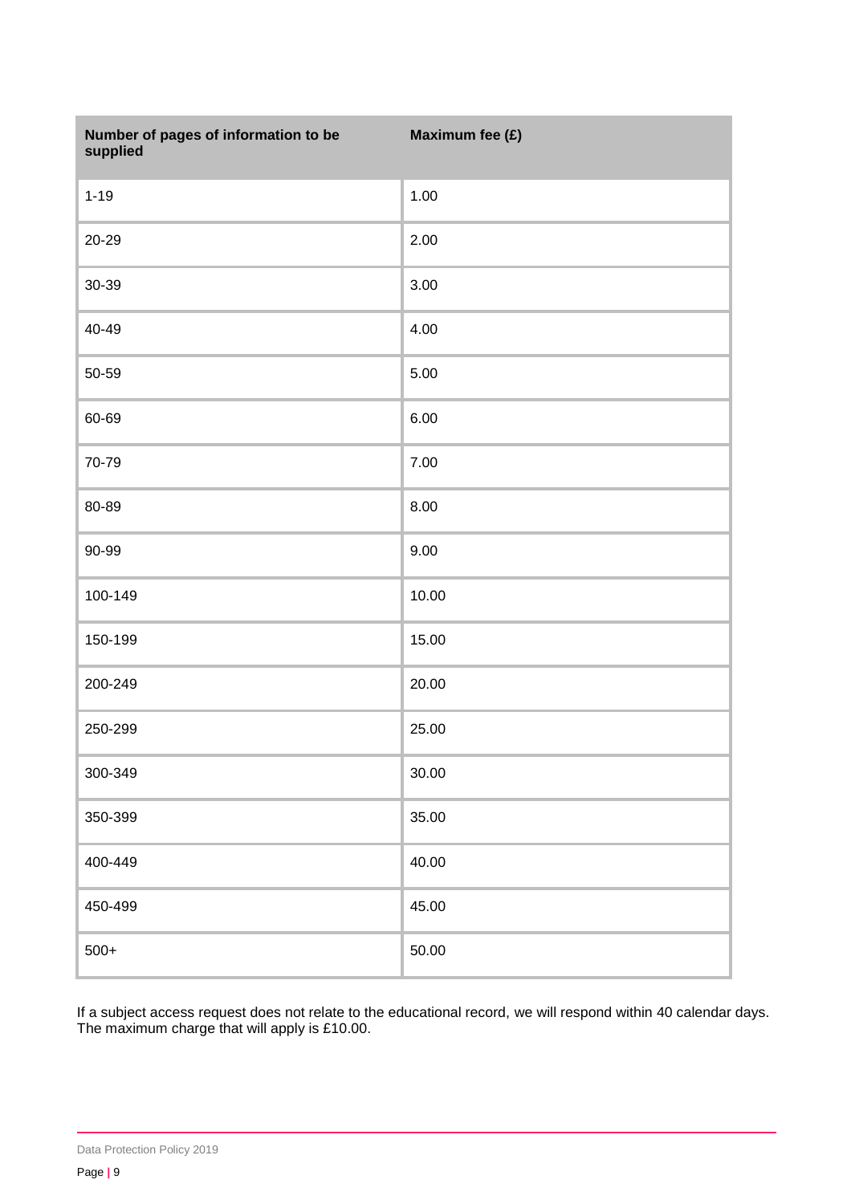| Number of pages of information to be supplied | Maximum fee (£) |
|---|---|
| 1-19 | 1.00 |
| 20-29 | 2.00 |
| 30-39 | 3.00 |
| 40-49 | 4.00 |
| 50-59 | 5.00 |
| 60-69 | 6.00 |
| 70-79 | 7.00 |
| 80-89 | 8.00 |
| 90-99 | 9.00 |
| 100-149 | 10.00 |
| 150-199 | 15.00 |
| 200-249 | 20.00 |
| 250-299 | 25.00 |
| 300-349 | 30.00 |
| 350-399 | 35.00 |
| 400-449 | 40.00 |
| 450-499 | 45.00 |
| 500+ | 50.00 |

If a subject access request does not relate to the educational record, we will respond within 40 calendar days. The maximum charge that will apply is £10.00.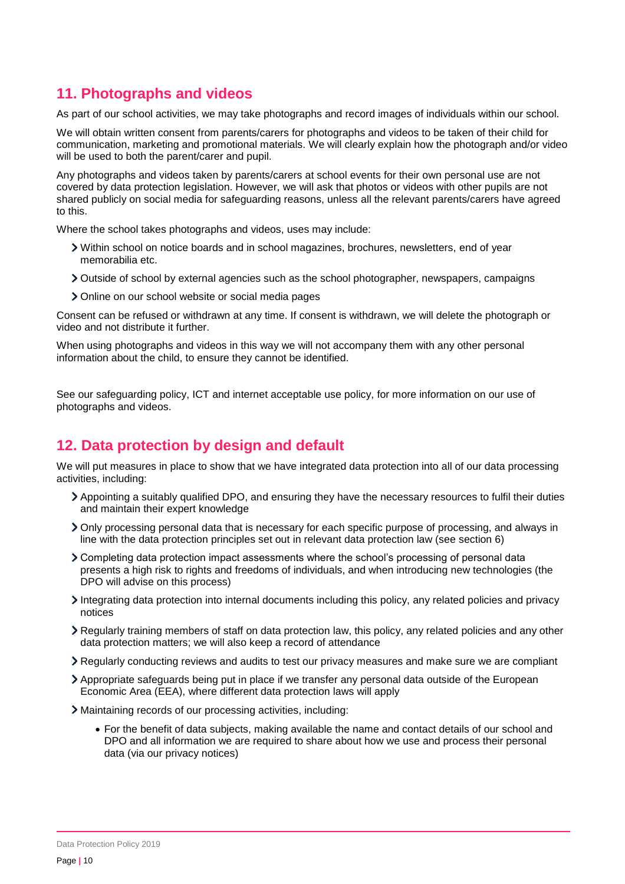## 11. Photographs and videos

As part of our school activities, we may take photographs and record images of individuals within our school.

We will obtain written consent from parents/carers for photographs and videos to be taken of their child for communication, marketing and promotional materials. We will clearly explain how the photograph and/or video will be used to both the parent/carer and pupil.

Any photographs and videos taken by parents/carers at school events for their own personal use are not covered by data protection legislation. However, we will ask that photos or videos with other pupils are not shared publicly on social media for safeguarding reasons, unless all the relevant parents/carers have agreed to this.

Where the school takes photographs and videos, uses may include:

- Within school on notice boards and in school magazines, brochures, newsletters, end of year memorabilia etc.
- Outside of school by external agencies such as the school photographer, newspapers, campaigns
- Online on our school website or social media pages

Consent can be refused or withdrawn at any time. If consent is withdrawn, we will delete the photograph or video and not distribute it further.

When using photographs and videos in this way we will not accompany them with any other personal information about the child, to ensure they cannot be identified.

See our safeguarding policy, ICT and internet acceptable use policy, for more information on our use of photographs and videos.

## 12. Data protection by design and default

We will put measures in place to show that we have integrated data protection into all of our data processing activities, including:

- Appointing a suitably qualified DPO, and ensuring they have the necessary resources to fulfil their duties and maintain their expert knowledge
- Only processing personal data that is necessary for each specific purpose of processing, and always in line with the data protection principles set out in relevant data protection law (see section 6)
- Completing data protection impact assessments where the school's processing of personal data presents a high risk to rights and freedoms of individuals, and when introducing new technologies (the DPO will advise on this process)
- Integrating data protection into internal documents including this policy, any related policies and privacy notices
- Regularly training members of staff on data protection law, this policy, any related policies and any other data protection matters; we will also keep a record of attendance
- Regularly conducting reviews and audits to test our privacy measures and make sure we are compliant
- Appropriate safeguards being put in place if we transfer any personal data outside of the European Economic Area (EEA), where different data protection laws will apply
- Maintaining records of our processing activities, including:
    - For the benefit of data subjects, making available the name and contact details of our school and DPO and all information we are required to share about how we use and process their personal data (via our privacy notices)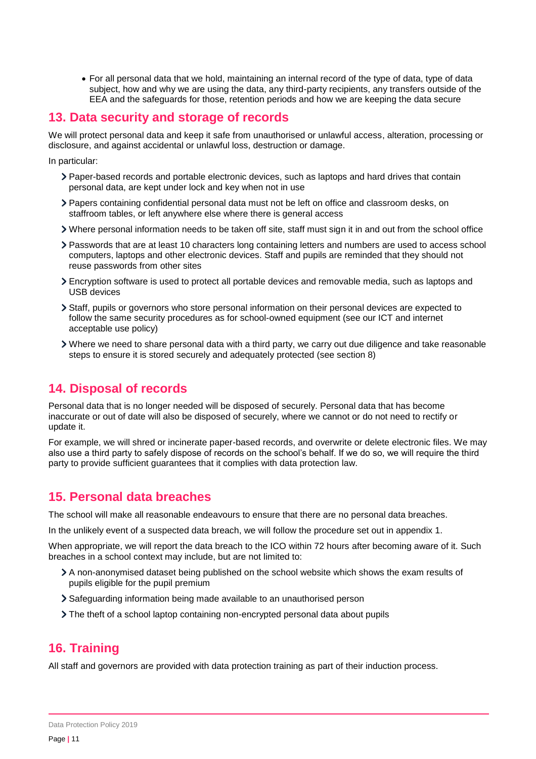- For all personal data that we hold, maintaining an internal record of the type of data, type of data subject, how and why we are using the data, any third-party recipients, any transfers outside of the EEA and the safeguards for those, retention periods and how we are keeping the data secure

## 13. Data security and storage of records

We will protect personal data and keep it safe from unauthorised or unlawful access, alteration, processing or disclosure, and against accidental or unlawful loss, destruction or damage.

In particular:

- Paper-based records and portable electronic devices, such as laptops and hard drives that contain personal data, are kept under lock and key when not in use
- Papers containing confidential personal data must not be left on office and classroom desks, on staffroom tables, or left anywhere else where there is general access
- Where personal information needs to be taken off site, staff must sign it in and out from the school office
- Passwords that are at least 10 characters long containing letters and numbers are used to access school computers, laptops and other electronic devices. Staff and pupils are reminded that they should not reuse passwords from other sites
- Encryption software is used to protect all portable devices and removable media, such as laptops and USB devices
- Staff, pupils or governors who store personal information on their personal devices are expected to follow the same security procedures as for school-owned equipment (see our ICT and internet acceptable use policy)
- Where we need to share personal data with a third party, we carry out due diligence and take reasonable steps to ensure it is stored securely and adequately protected (see section 8)

## 14. Disposal of records

Personal data that is no longer needed will be disposed of securely. Personal data that has become inaccurate or out of date will also be disposed of securely, where we cannot or do not need to rectify or update it.

For example, we will shred or incinerate paper-based records, and overwrite or delete electronic files. We may also use a third party to safely dispose of records on the school's behalf. If we do so, we will require the third party to provide sufficient guarantees that it complies with data protection law.

## 15. Personal data breaches

The school will make all reasonable endeavours to ensure that there are no personal data breaches.

In the unlikely event of a suspected data breach, we will follow the procedure set out in appendix 1.

When appropriate, we will report the data breach to the ICO within 72 hours after becoming aware of it. Such breaches in a school context may include, but are not limited to:

- A non-anonymised dataset being published on the school website which shows the exam results of pupils eligible for the pupil premium
- Safeguarding information being made available to an unauthorised person
- The theft of a school laptop containing non-encrypted personal data about pupils

## 16. Training

All staff and governors are provided with data protection training as part of their induction process.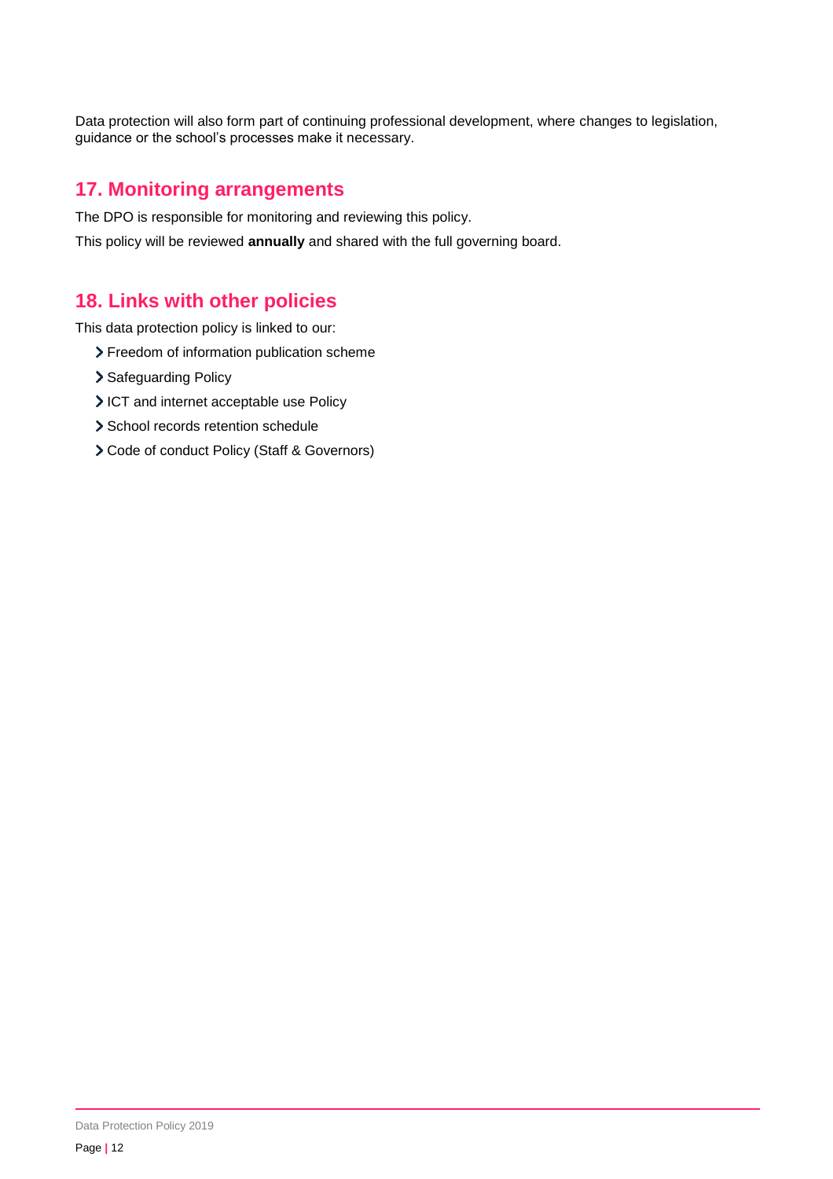Data protection will also form part of continuing professional development, where changes to legislation, guidance or the school's processes make it necessary.

## 17. Monitoring arrangements

The DPO is responsible for monitoring and reviewing this policy.

This policy will be reviewed **annually** and shared with the full governing board.

## 18. Links with other policies

This data protection policy is linked to our:

- Freedom of information publication scheme
- Safeguarding Policy
- ICT and internet acceptable use Policy
- School records retention schedule
- Code of conduct Policy (Staff & Governors)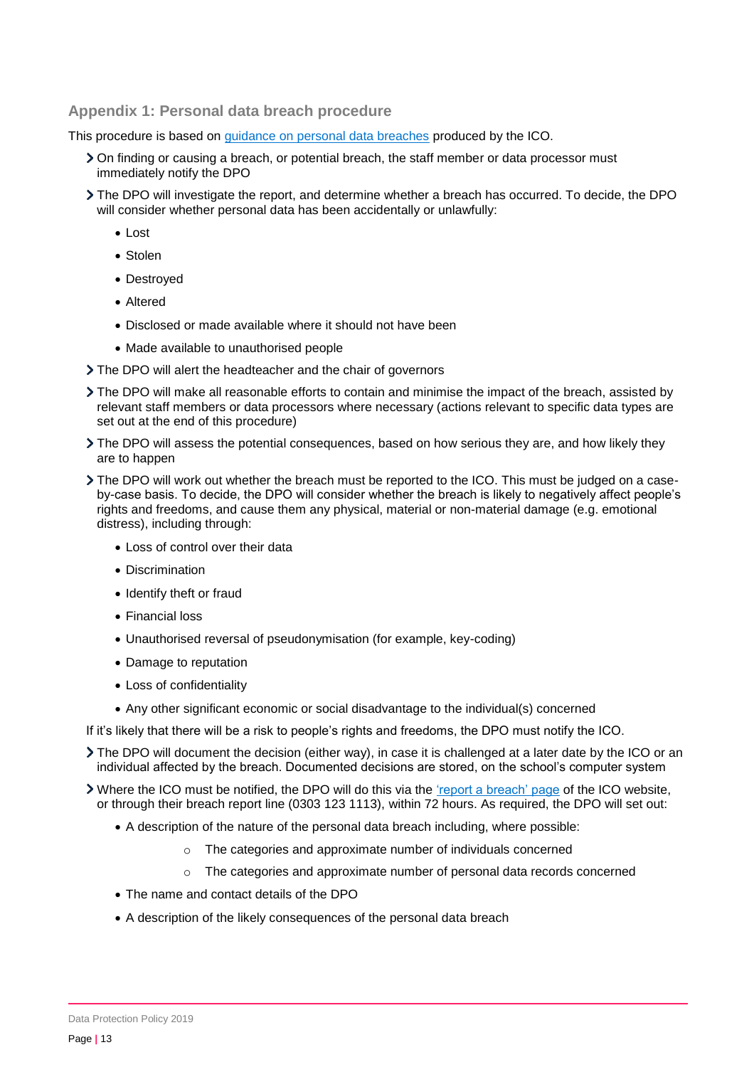## Appendix 1: Personal data breach procedure

This procedure is based on [guidance on personal data breaches](#) produced by the ICO.

- On finding or causing a breach, or potential breach, the staff member or data processor must immediately notify the DPO
- The DPO will investigate the report, and determine whether a breach has occurred. To decide, the DPO will consider whether personal data has been accidentally or unlawfully:
  - Lost
  - Stolen
  - Destroyed
  - Altered
  - Disclosed or made available where it should not have been
  - Made available to unauthorised people
- The DPO will alert the headteacher and the chair of governors
- The DPO will make all reasonable efforts to contain and minimise the impact of the breach, assisted by relevant staff members or data processors where necessary (actions relevant to specific data types are set out at the end of this procedure)
- The DPO will assess the potential consequences, based on how serious they are, and how likely they are to happen
- The DPO will work out whether the breach must be reported to the ICO. This must be judged on a case-by-case basis. To decide, the DPO will consider whether the breach is likely to negatively affect people's rights and freedoms, and cause them any physical, material or non-material damage (e.g. emotional distress), including through:
  - Loss of control over their data
  - Discrimination
  - Identify theft or fraud
  - Financial loss
  - Unauthorised reversal of pseudonymisation (for example, key-coding)
  - Damage to reputation
  - Loss of confidentiality
  - Any other significant economic or social disadvantage to the individual(s) concerned

  If it's likely that there will be a risk to people's rights and freedoms, the DPO must notify the ICO.
- The DPO will document the decision (either way), in case it is challenged at a later date by the ICO or an individual affected by the breach. Documented decisions are stored, on the school's computer system
- Where the ICO must be notified, the DPO will do this via the ['report a breach' page](#) of the ICO website, or through their breach report line (0303 123 1113), within 72 hours. As required, the DPO will set out:
  - A description of the nature of the personal data breach including, where possible:
    - The categories and approximate number of individuals concerned
    - The categories and approximate number of personal data records concerned
  - The name and contact details of the DPO
  - A description of the likely consequences of the personal data breach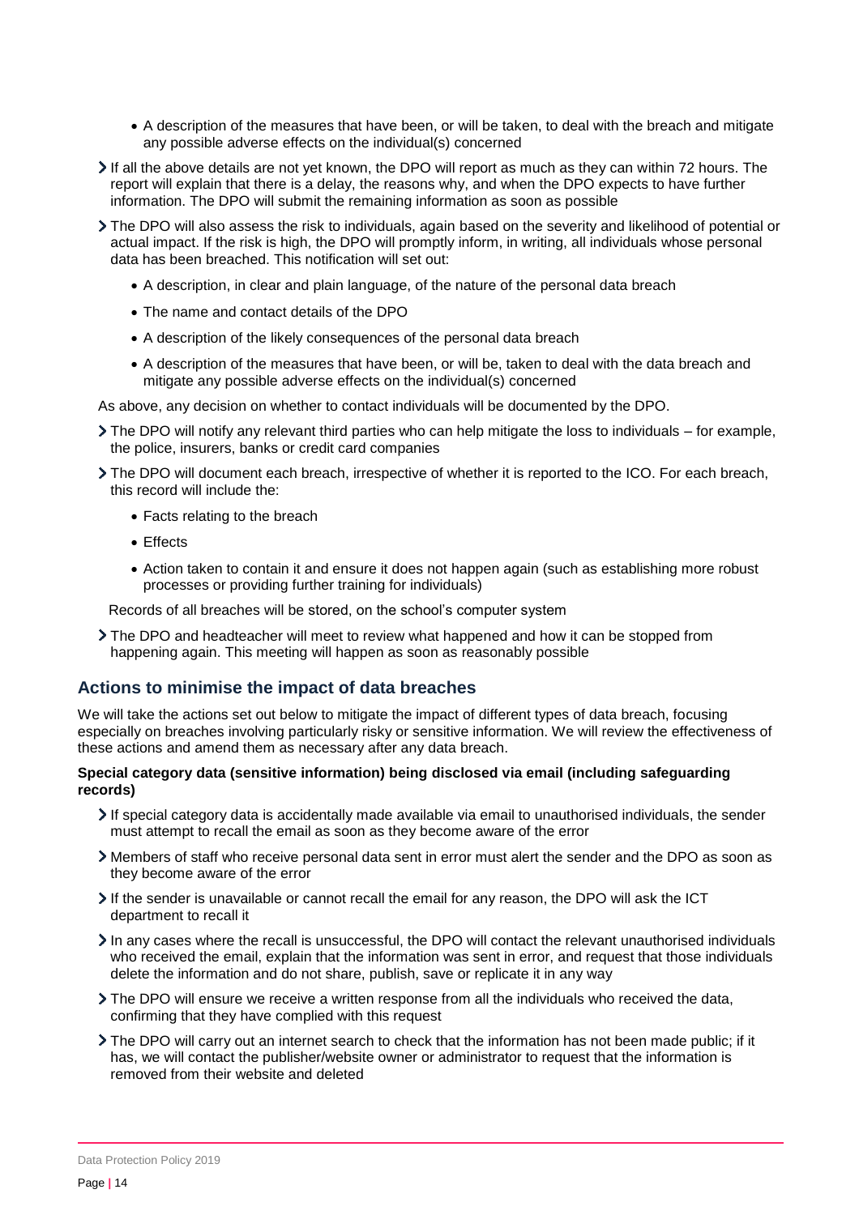- A description of the measures that have been, or will be taken, to deal with the breach and mitigate any possible adverse effects on the individual(s) concerned

- If all the above details are not yet known, the DPO will report as much as they can within 72 hours. The report will explain that there is a delay, the reasons why, and when the DPO expects to have further information. The DPO will submit the remaining information as soon as possible

- The DPO will also assess the risk to individuals, again based on the severity and likelihood of potential or actual impact. If the risk is high, the DPO will promptly inform, in writing, all individuals whose personal data has been breached. This notification will set out:
  - A description, in clear and plain language, of the nature of the personal data breach
  - The name and contact details of the DPO
  - A description of the likely consequences of the personal data breach
  - A description of the measures that have been, or will be, taken to deal with the data breach and mitigate any possible adverse effects on the individual(s) concerned

  As above, any decision on whether to contact individuals will be documented by the DPO.

- The DPO will notify any relevant third parties who can help mitigate the loss to individuals – for example, the police, insurers, banks or credit card companies

- The DPO will document each breach, irrespective of whether it is reported to the ICO. For each breach, this record will include the:
  - Facts relating to the breach
  - Effects
  - Action taken to contain it and ensure it does not happen again (such as establishing more robust processes or providing further training for individuals)

  Records of all breaches will be stored, on the school's computer system

- The DPO and headteacher will meet to review what happened and how it can be stopped from happening again. This meeting will happen as soon as reasonably possible

## Actions to minimise the impact of data breaches

We will take the actions set out below to mitigate the impact of different types of data breach, focusing especially on breaches involving particularly risky or sensitive information. We will review the effectiveness of these actions and amend them as necessary after any data breach.

**Special category data (sensitive information) being disclosed via email (including safeguarding records)**

- If special category data is accidentally made available via email to unauthorised individuals, the sender must attempt to recall the email as soon as they become aware of the error
- Members of staff who receive personal data sent in error must alert the sender and the DPO as soon as they become aware of the error
- If the sender is unavailable or cannot recall the email for any reason, the DPO will ask the ICT department to recall it
- In any cases where the recall is unsuccessful, the DPO will contact the relevant unauthorised individuals who received the email, explain that the information was sent in error, and request that those individuals delete the information and do not share, publish, save or replicate it in any way
- The DPO will ensure we receive a written response from all the individuals who received the data, confirming that they have complied with this request
- The DPO will carry out an internet search to check that the information has not been made public; if it has, we will contact the publisher/website owner or administrator to request that the information is removed from their website and deleted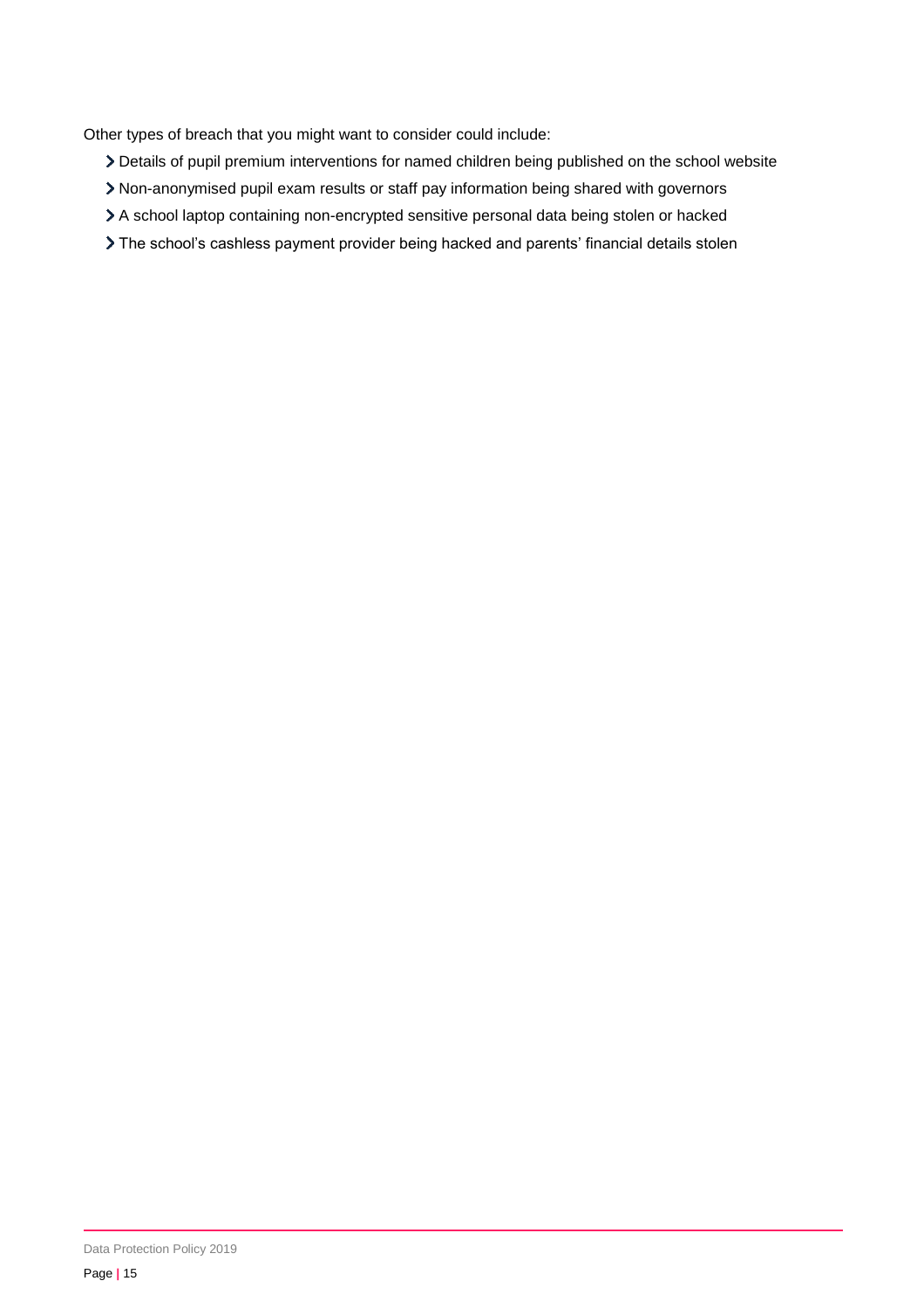Other types of breach that you might want to consider could include:

- Details of pupil premium interventions for named children being published on the school website
- Non-anonymised pupil exam results or staff pay information being shared with governors
- A school laptop containing non-encrypted sensitive personal data being stolen or hacked
- The school's cashless payment provider being hacked and parents' financial details stolen